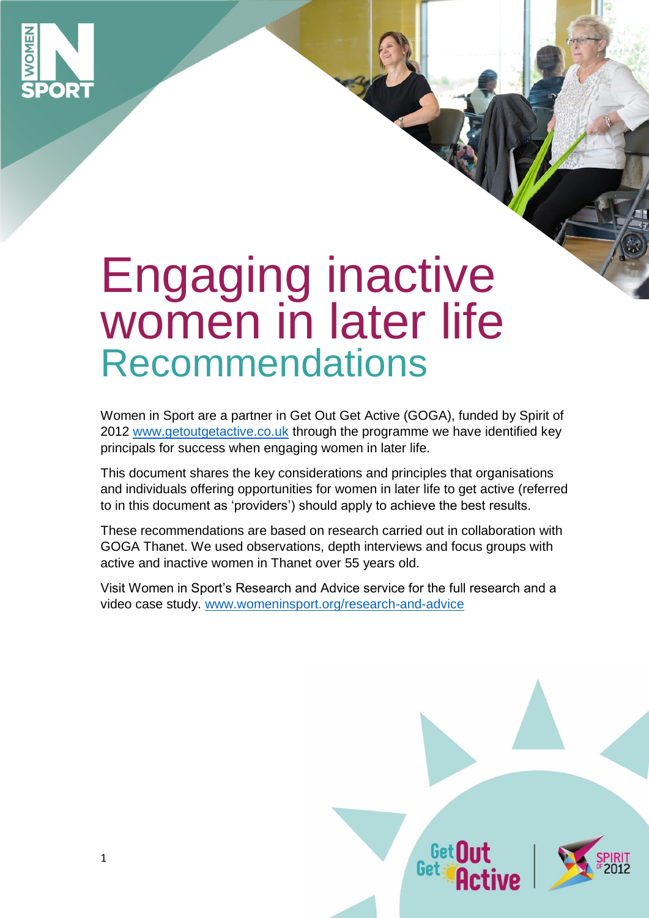# Engaging inactive women in later life

## Recommendations

Women in Sport are a partner in Get Out Get Active (GOGA), funded by Spirit of 2012 www.getoutgetactive.co.uk through the programme we have identified key principals for success when engaging women in later life.

This document shares the key considerations and principles that organisations and individuals offering opportunities for women in later life to get active (referred to in this document as 'providers') should apply to achieve the best results.

These recommendations are based on research carried out in collaboration with GOGA Thanet. We used observations, depth interviews and focus groups with active and inactive women in Thanet over 55 years old.

Visit Women in Sport's Research and Advice service for the full research and a video case study. www.womeninsport.org/research-and-advice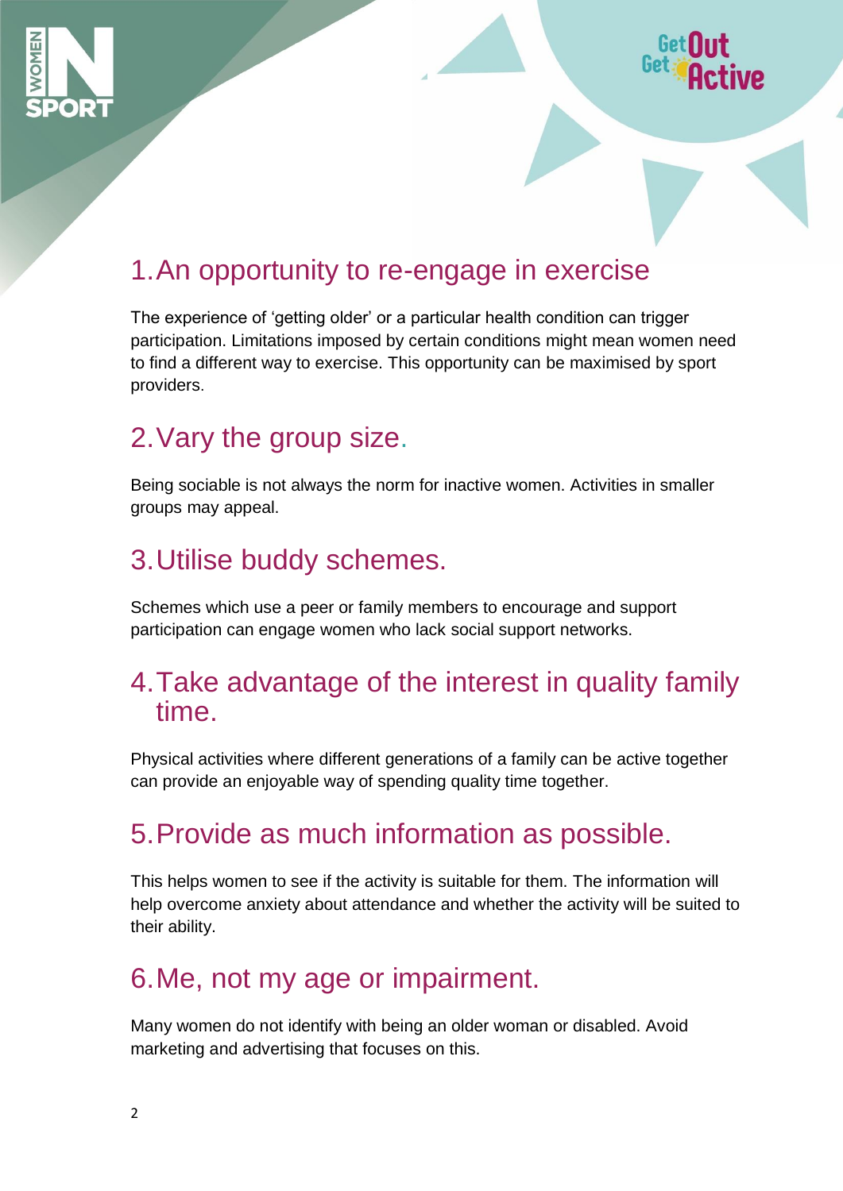## 1. An opportunity to re-engage in exercise

The experience of 'getting older' or a particular health condition can trigger participation. Limitations imposed by certain conditions might mean women need to find a different way to exercise. This opportunity can be maximised by sport providers.

## 2. Vary the group size.

Being sociable is not always the norm for inactive women. Activities in smaller groups may appeal.

## 3. Utilise buddy schemes.

Schemes which use a peer or family members to encourage and support participation can engage women who lack social support networks.

## 4. Take advantage of the interest in quality family time.

Physical activities where different generations of a family can be active together can provide an enjoyable way of spending quality time together.

## 5. Provide as much information as possible.

This helps women to see if the activity is suitable for them. The information will help overcome anxiety about attendance and whether the activity will be suited to their ability.

## 6. Me, not my age or impairment.

Many women do not identify with being an older woman or disabled. Avoid marketing and advertising that focuses on this.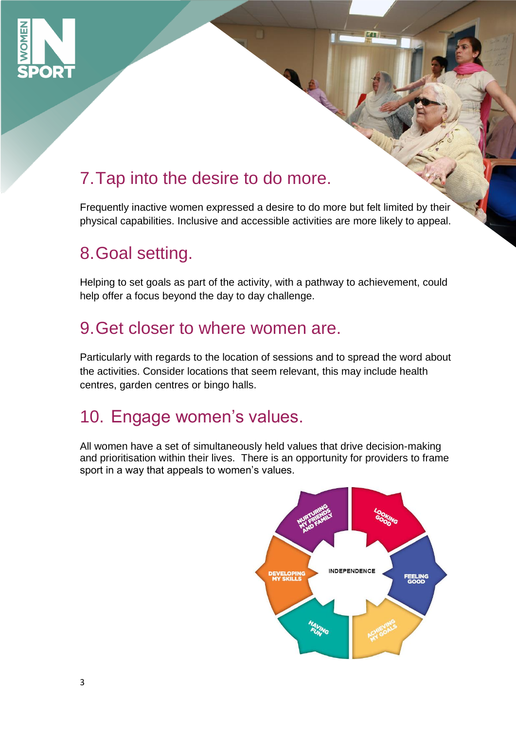## 7. Tap into the desire to do more.

Frequently inactive women expressed a desire to do more but felt limited by their physical capabilities. Inclusive and accessible activities are more likely to appeal.

## 8. Goal setting.

Helping to set goals as part of the activity, with a pathway to achievement, could help offer a focus beyond the day to day challenge.

## 9. Get closer to where women are.

Particularly with regards to the location of sessions and to spread the word about the activities. Consider locations that seem relevant, this may include health centres, garden centres or bingo halls.

## 10. Engage women's values.

All women have a set of simultaneously held values that drive decision-making and prioritisation within their lives. There is an opportunity for providers to frame sport in a way that appeals to women's values.

- INDEPENDENCE
- LOOKING GOOD
- FEELING GOOD
- ACHIEVING MY GOALS
- HAVING FUN
- DEVELOPING MY SKILLS
- NURTURING MY FRIENDS AND FAMILY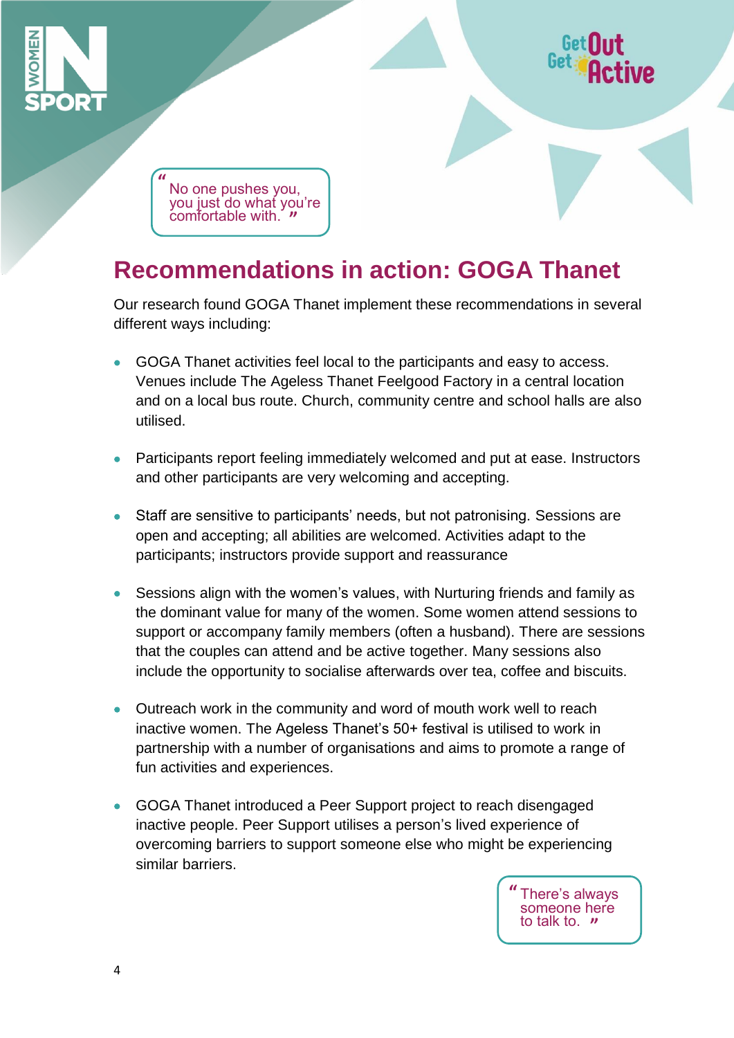"No one pushes you, you just do what you're comfortable with."

# Recommendations in action: GOGA Thanet

Our research found GOGA Thanet implement these recommendations in several different ways including:

- GOGA Thanet activities feel local to the participants and easy to access. Venues include The Ageless Thanet Feelgood Factory in a central location and on a local bus route. Church, community centre and school halls are also utilised.
- Participants report feeling immediately welcomed and put at ease. Instructors and other participants are very welcoming and accepting.
- Staff are sensitive to participants' needs, but not patronising. Sessions are open and accepting; all abilities are welcomed. Activities adapt to the participants; instructors provide support and reassurance
- Sessions align with the women's values, with Nurturing friends and family as the dominant value for many of the women. Some women attend sessions to support or accompany family members (often a husband). There are sessions that the couples can attend and be active together. Many sessions also include the opportunity to socialise afterwards over tea, coffee and biscuits.
- Outreach work in the community and word of mouth work well to reach inactive women. The Ageless Thanet's 50+ festival is utilised to work in partnership with a number of organisations and aims to promote a range of fun activities and experiences.
- GOGA Thanet introduced a Peer Support project to reach disengaged inactive people. Peer Support utilises a person's lived experience of overcoming barriers to support someone else who might be experiencing similar barriers.

"There's always someone here to talk to."